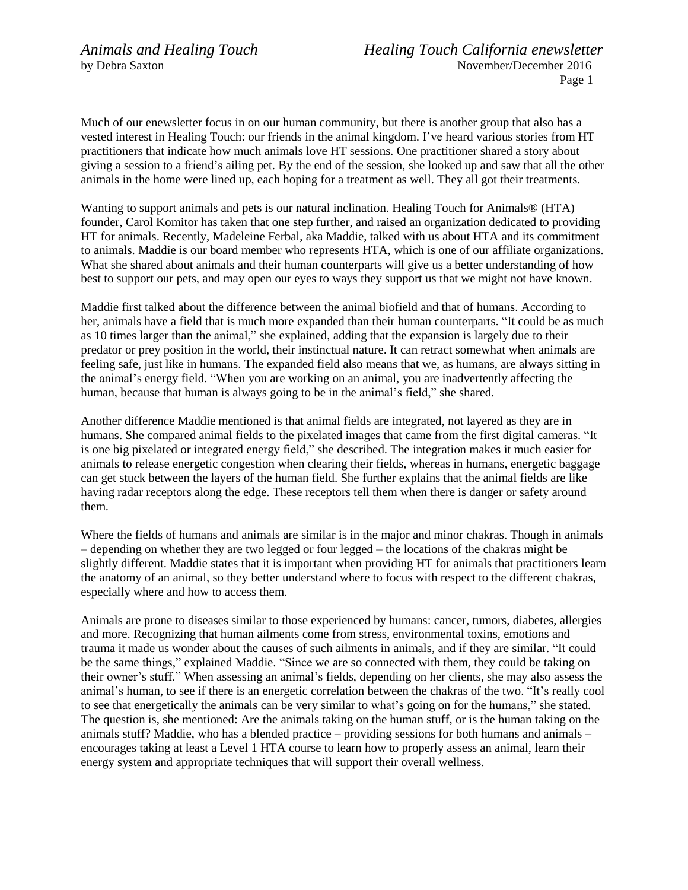# *Animals and Healing Touch*

by Debra Saxton

*Healing Touch California enewsletter*
November/December 2016

Much of our enewsletter focus in on our human community, but there is another group that also has a vested interest in Healing Touch: our friends in the animal kingdom. I've heard various stories from HT practitioners that indicate how much animals love HT sessions. One practitioner shared a story about giving a session to a friend's ailing pet. By the end of the session, she looked up and saw that all the other animals in the home were lined up, each hoping for a treatment as well. They all got their treatments.

Wanting to support animals and pets is our natural inclination. Healing Touch for Animals® (HTA) founder, Carol Komitor has taken that one step further, and raised an organization dedicated to providing HT for animals. Recently, Madeleine Ferbal, aka Maddie, talked with us about HTA and its commitment to animals. Maddie is our board member who represents HTA, which is one of our affiliate organizations. What she shared about animals and their human counterparts will give us a better understanding of how best to support our pets, and may open our eyes to ways they support us that we might not have known.

Maddie first talked about the difference between the animal biofield and that of humans. According to her, animals have a field that is much more expanded than their human counterparts. "It could be as much as 10 times larger than the animal," she explained, adding that the expansion is largely due to their predator or prey position in the world, their instinctual nature. It can retract somewhat when animals are feeling safe, just like in humans. The expanded field also means that we, as humans, are always sitting in the animal's energy field. "When you are working on an animal, you are inadvertently affecting the human, because that human is always going to be in the animal's field," she shared.

Another difference Maddie mentioned is that animal fields are integrated, not layered as they are in humans. She compared animal fields to the pixelated images that came from the first digital cameras. "It is one big pixelated or integrated energy field," she described. The integration makes it much easier for animals to release energetic congestion when clearing their fields, whereas in humans, energetic baggage can get stuck between the layers of the human field. She further explains that the animal fields are like having radar receptors along the edge. These receptors tell them when there is danger or safety around them.

Where the fields of humans and animals are similar is in the major and minor chakras. Though in animals – depending on whether they are two legged or four legged – the locations of the chakras might be slightly different. Maddie states that it is important when providing HT for animals that practitioners learn the anatomy of an animal, so they better understand where to focus with respect to the different chakras, especially where and how to access them.

Animals are prone to diseases similar to those experienced by humans: cancer, tumors, diabetes, allergies and more. Recognizing that human ailments come from stress, environmental toxins, emotions and trauma it made us wonder about the causes of such ailments in animals, and if they are similar. "It could be the same things," explained Maddie. "Since we are so connected with them, they could be taking on their owner's stuff." When assessing an animal's fields, depending on her clients, she may also assess the animal's human, to see if there is an energetic correlation between the chakras of the two. "It's really cool to see that energetically the animals can be very similar to what's going on for the humans," she stated. The question is, she mentioned: Are the animals taking on the human stuff, or is the human taking on the animals stuff? Maddie, who has a blended practice – providing sessions for both humans and animals – encourages taking at least a Level 1 HTA course to learn how to properly assess an animal, learn their energy system and appropriate techniques that will support their overall wellness.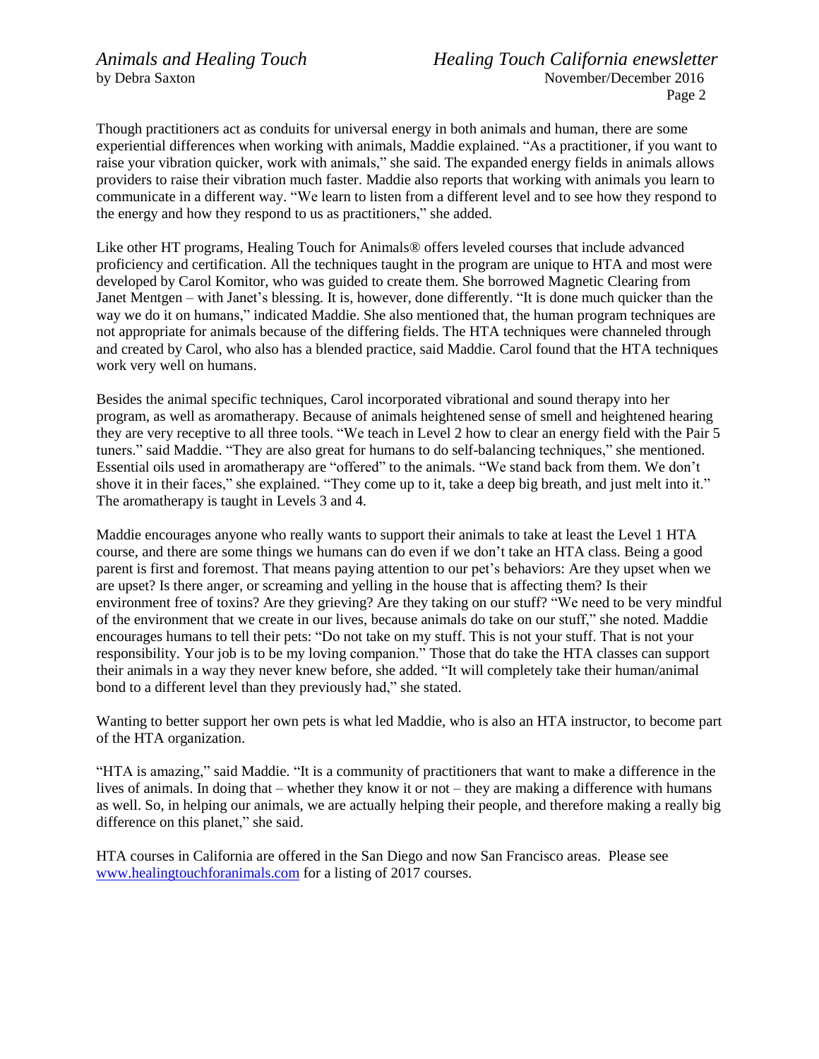Though practitioners act as conduits for universal energy in both animals and human, there are some experiential differences when working with animals, Maddie explained. “As a practitioner, if you want to raise your vibration quicker, work with animals,” she said. The expanded energy fields in animals allows providers to raise their vibration much faster. Maddie also reports that working with animals you learn to communicate in a different way. “We learn to listen from a different level and to see how they respond to the energy and how they respond to us as practitioners,” she added.

Like other HT programs, Healing Touch for Animals® offers leveled courses that include advanced proficiency and certification. All the techniques taught in the program are unique to HTA and most were developed by Carol Komitor, who was guided to create them. She borrowed Magnetic Clearing from Janet Mentgen – with Janet’s blessing. It is, however, done differently. “It is done much quicker than the way we do it on humans,” indicated Maddie. She also mentioned that, the human program techniques are not appropriate for animals because of the differing fields. The HTA techniques were channeled through and created by Carol, who also has a blended practice, said Maddie. Carol found that the HTA techniques work very well on humans.

Besides the animal specific techniques, Carol incorporated vibrational and sound therapy into her program, as well as aromatherapy. Because of animals heightened sense of smell and heightened hearing they are very receptive to all three tools. “We teach in Level 2 how to clear an energy field with the Pair 5 tuners.” said Maddie. “They are also great for humans to do self-balancing techniques,” she mentioned. Essential oils used in aromatherapy are “offered” to the animals. “We stand back from them. We don’t shove it in their faces,” she explained. “They come up to it, take a deep big breath, and just melt into it.” The aromatherapy is taught in Levels 3 and 4.

Maddie encourages anyone who really wants to support their animals to take at least the Level 1 HTA course, and there are some things we humans can do even if we don’t take an HTA class. Being a good parent is first and foremost. That means paying attention to our pet’s behaviors: Are they upset when we are upset? Is there anger, or screaming and yelling in the house that is affecting them? Is their environment free of toxins? Are they grieving? Are they taking on our stuff? “We need to be very mindful of the environment that we create in our lives, because animals do take on our stuff,” she noted. Maddie encourages humans to tell their pets: “Do not take on my stuff. This is not your stuff. That is not your responsibility. Your job is to be my loving companion.” Those that do take the HTA classes can support their animals in a way they never knew before, she added. “It will completely take their human/animal bond to a different level than they previously had,” she stated.

Wanting to better support her own pets is what led Maddie, who is also an HTA instructor, to become part of the HTA organization.

“HTA is amazing,” said Maddie. “It is a community of practitioners that want to make a difference in the lives of animals. In doing that – whether they know it or not – they are making a difference with humans as well. So, in helping our animals, we are actually helping their people, and therefore making a really big difference on this planet,” she said.

HTA courses in California are offered in the San Diego and now San Francisco areas. Please see www.healingtouchforanimals.com for a listing of 2017 courses.